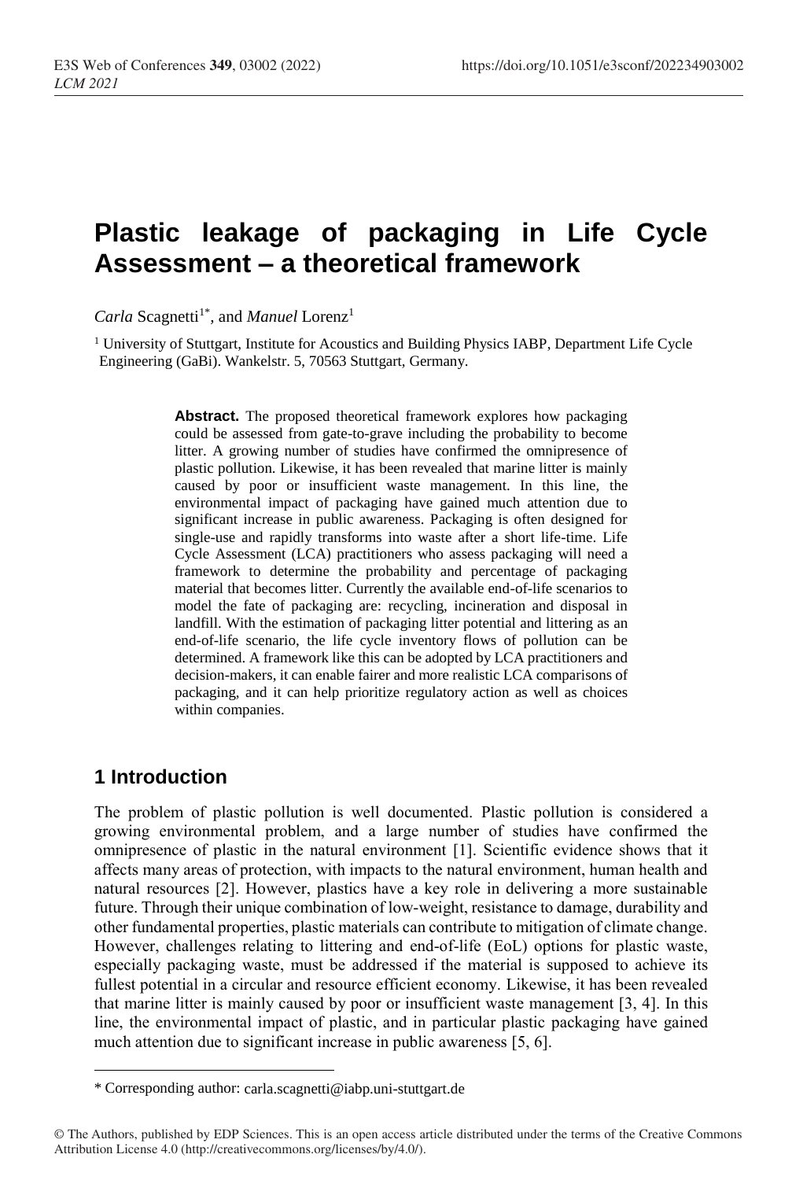# Plastic leakage of packaging in Life Cycle Assessment – a theoretical framework

*Carla* Scagnetti[1*], and *Manuel* Lorenz[1]

[1] University of Stuttgart, Institute for Acoustics and Building Physics IABP, Department Life Cycle Engineering (GaBi). Wankelstr. 5, 70563 Stuttgart, Germany.

**Abstract.** The proposed theoretical framework explores how packaging could be assessed from gate-to-grave including the probability to become litter. A growing number of studies have confirmed the omnipresence of plastic pollution. Likewise, it has been revealed that marine litter is mainly caused by poor or insufficient waste management. In this line, the environmental impact of packaging have gained much attention due to significant increase in public awareness. Packaging is often designed for single-use and rapidly transforms into waste after a short life-time. Life Cycle Assessment (LCA) practitioners who assess packaging will need a framework to determine the probability and percentage of packaging material that becomes litter. Currently the available end-of-life scenarios to model the fate of packaging are: recycling, incineration and disposal in landfill. With the estimation of packaging litter potential and littering as an end-of-life scenario, the life cycle inventory flows of pollution can be determined. A framework like this can be adopted by LCA practitioners and decision-makers, it can enable fairer and more realistic LCA comparisons of packaging, and it can help prioritize regulatory action as well as choices within companies.

## 1 Introduction

The problem of plastic pollution is well documented. Plastic pollution is considered a growing environmental problem, and a large number of studies have confirmed the omnipresence of plastic in the natural environment [1]. Scientific evidence shows that it affects many areas of protection, with impacts to the natural environment, human health and natural resources [2]. However, plastics have a key role in delivering a more sustainable future. Through their unique combination of low-weight, resistance to damage, durability and other fundamental properties, plastic materials can contribute to mitigation of climate change. However, challenges relating to littering and end-of-life (EoL) options for plastic waste, especially packaging waste, must be addressed if the material is supposed to achieve its fullest potential in a circular and resource efficient economy. Likewise, it has been revealed that marine litter is mainly caused by poor or insufficient waste management [3, 4]. In this line, the environmental impact of plastic, and in particular plastic packaging have gained much attention due to significant increase in public awareness [5, 6].

\* Corresponding author: carla.scagnetti@iabp.uni-stuttgart.de

© The Authors, published by EDP Sciences. This is an open access article distributed under the terms of the Creative Commons Attribution License 4.0 (http://creativecommons.org/licenses/by/4.0/).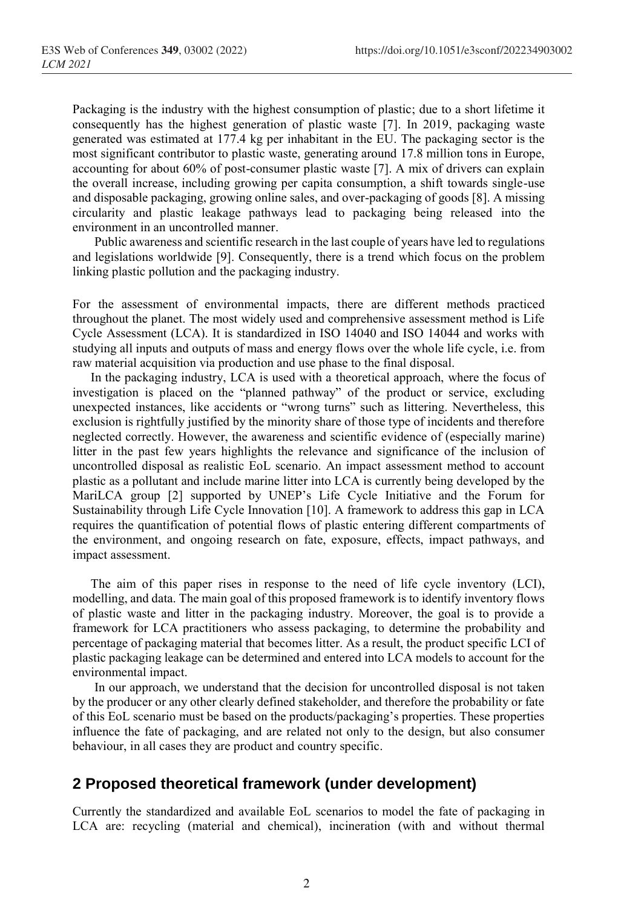Packaging is the industry with the highest consumption of plastic; due to a short lifetime it consequently has the highest generation of plastic waste [7]. In 2019, packaging waste generated was estimated at 177.4 kg per inhabitant in the EU. The packaging sector is the most significant contributor to plastic waste, generating around 17.8 million tons in Europe, accounting for about 60% of post-consumer plastic waste [7]. A mix of drivers can explain the overall increase, including growing per capita consumption, a shift towards single-use and disposable packaging, growing online sales, and over-packaging of goods [8]. A missing circularity and plastic leakage pathways lead to packaging being released into the environment in an uncontrolled manner.

Public awareness and scientific research in the last couple of years have led to regulations and legislations worldwide [9]. Consequently, there is a trend which focus on the problem linking plastic pollution and the packaging industry.

For the assessment of environmental impacts, there are different methods practiced throughout the planet. The most widely used and comprehensive assessment method is Life Cycle Assessment (LCA). It is standardized in ISO 14040 and ISO 14044 and works with studying all inputs and outputs of mass and energy flows over the whole life cycle, i.e. from raw material acquisition via production and use phase to the final disposal.

In the packaging industry, LCA is used with a theoretical approach, where the focus of investigation is placed on the "planned pathway" of the product or service, excluding unexpected instances, like accidents or "wrong turns" such as littering. Nevertheless, this exclusion is rightfully justified by the minority share of those type of incidents and therefore neglected correctly. However, the awareness and scientific evidence of (especially marine) litter in the past few years highlights the relevance and significance of the inclusion of uncontrolled disposal as realistic EoL scenario. An impact assessment method to account plastic as a pollutant and include marine litter into LCA is currently being developed by the MariLCA group [2] supported by UNEP's Life Cycle Initiative and the Forum for Sustainability through Life Cycle Innovation [10]. A framework to address this gap in LCA requires the quantification of potential flows of plastic entering different compartments of the environment, and ongoing research on fate, exposure, effects, impact pathways, and impact assessment.

The aim of this paper rises in response to the need of life cycle inventory (LCI), modelling, and data. The main goal of this proposed framework is to identify inventory flows of plastic waste and litter in the packaging industry. Moreover, the goal is to provide a framework for LCA practitioners who assess packaging, to determine the probability and percentage of packaging material that becomes litter. As a result, the product specific LCI of plastic packaging leakage can be determined and entered into LCA models to account for the environmental impact.

In our approach, we understand that the decision for uncontrolled disposal is not taken by the producer or any other clearly defined stakeholder, and therefore the probability or fate of this EoL scenario must be based on the products/packaging's properties. These properties influence the fate of packaging, and are related not only to the design, but also consumer behaviour, in all cases they are product and country specific.

## 2 Proposed theoretical framework (under development)

Currently the standardized and available EoL scenarios to model the fate of packaging in LCA are: recycling (material and chemical), incineration (with and without thermal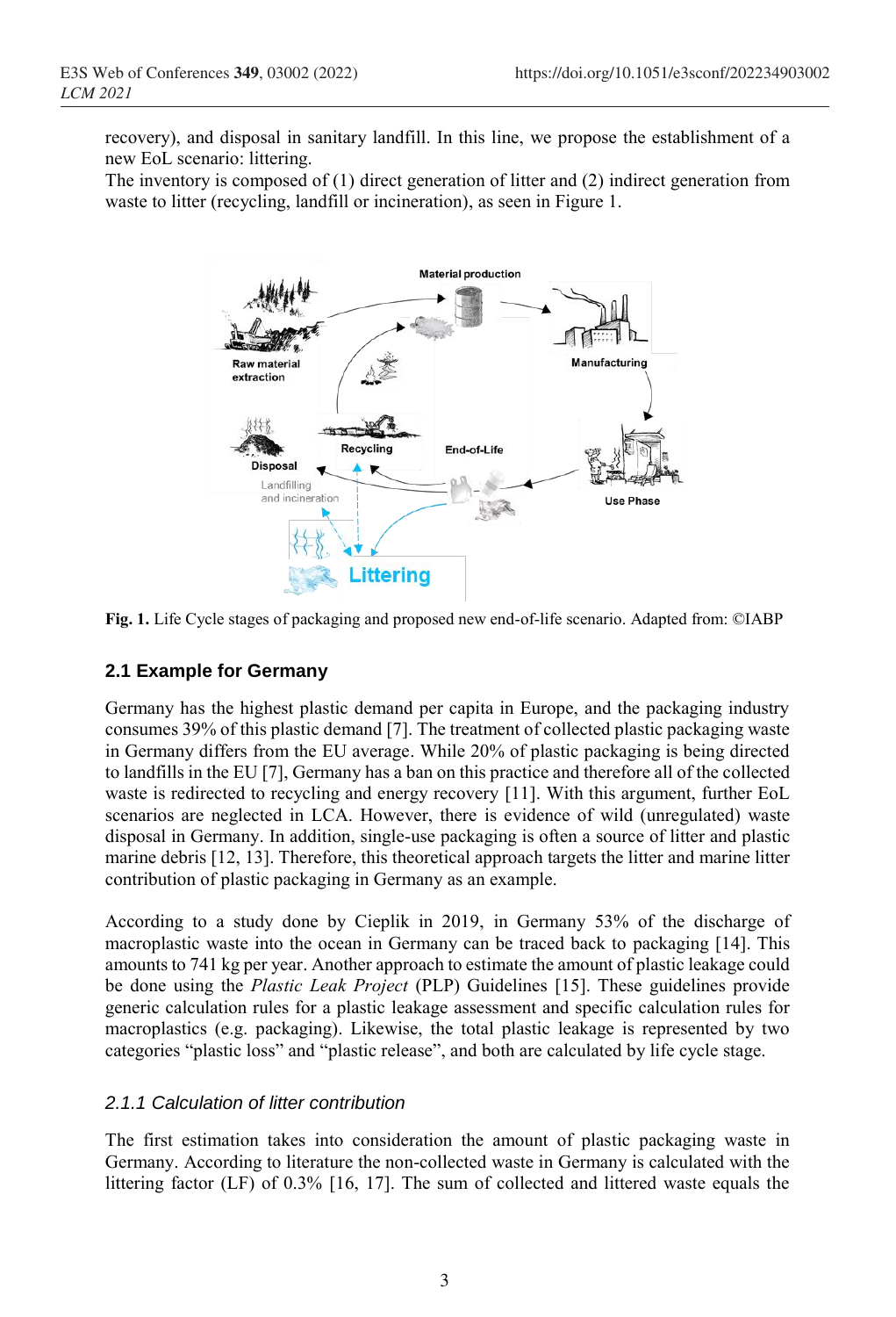recovery), and disposal in sanitary landfill. In this line, we propose the establishment of a new EoL scenario: littering.

The inventory is composed of (1) direct generation of litter and (2) indirect generation from waste to litter (recycling, landfill or incineration), as seen in Figure 1.

**Fig. 1.** Life Cycle stages of packaging and proposed new end-of-life scenario. Adapted from: ©IABP

### 2.1 Example for Germany

Germany has the highest plastic demand per capita in Europe, and the packaging industry consumes 39% of this plastic demand [7]. The treatment of collected plastic packaging waste in Germany differs from the EU average. While 20% of plastic packaging is being directed to landfills in the EU [7], Germany has a ban on this practice and therefore all of the collected waste is redirected to recycling and energy recovery [11]. With this argument, further EoL scenarios are neglected in LCA. However, there is evidence of wild (unregulated) waste disposal in Germany. In addition, single-use packaging is often a source of litter and plastic marine debris [12, 13]. Therefore, this theoretical approach targets the litter and marine litter contribution of plastic packaging in Germany as an example.

According to a study done by Cieplik in 2019, in Germany 53% of the discharge of macroplastic waste into the ocean in Germany can be traced back to packaging [14]. This amounts to 741 kg per year. Another approach to estimate the amount of plastic leakage could be done using the *Plastic Leak Project* (PLP) Guidelines [15]. These guidelines provide generic calculation rules for a plastic leakage assessment and specific calculation rules for macroplastics (e.g. packaging). Likewise, the total plastic leakage is represented by two categories "plastic loss" and "plastic release", and both are calculated by life cycle stage.

#### *2.1.1 Calculation of litter contribution*

The first estimation takes into consideration the amount of plastic packaging waste in Germany. According to literature the non-collected waste in Germany is calculated with the littering factor (LF) of 0.3% [16, 17]. The sum of collected and littered waste equals the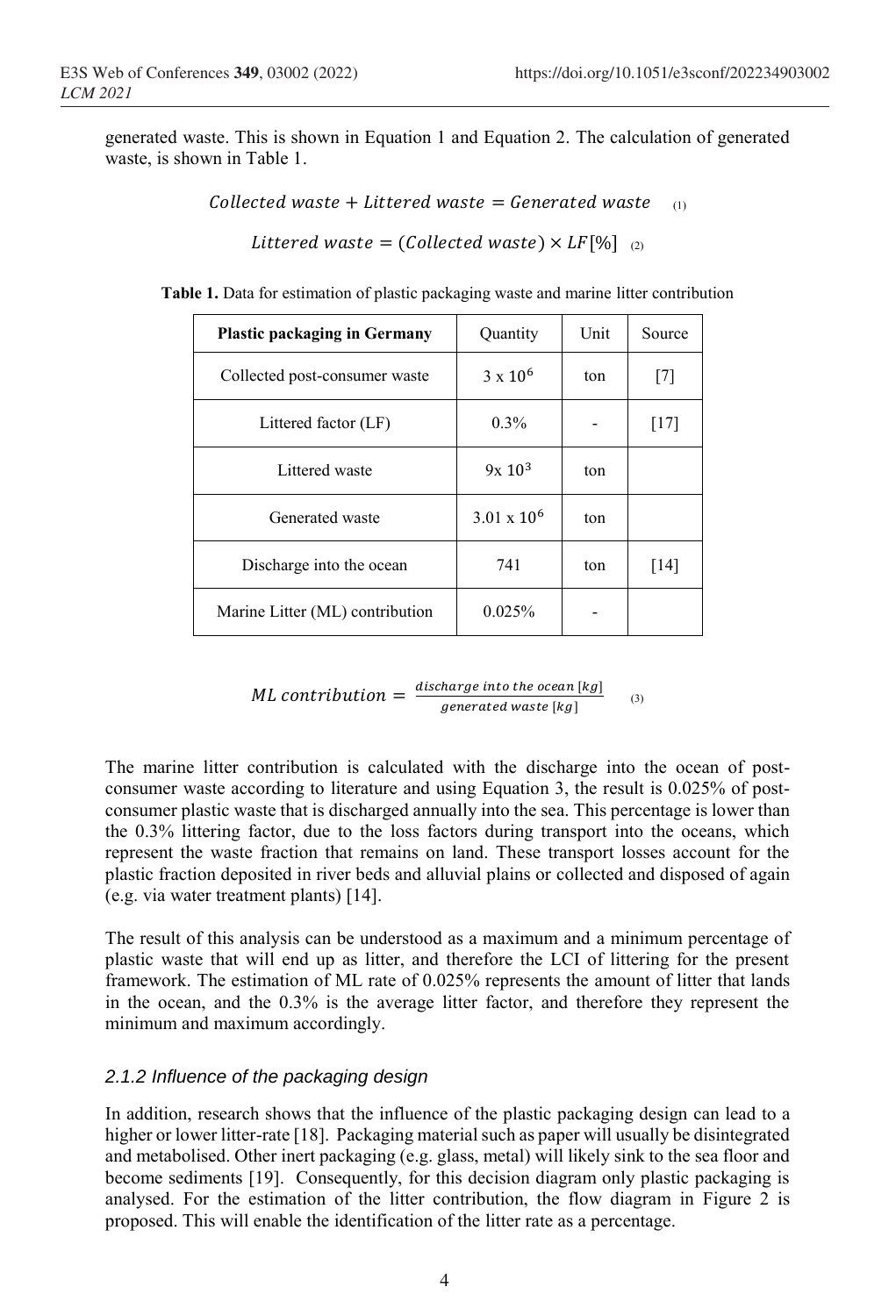generated waste. This is shown in Equation 1 and Equation 2. The calculation of generated waste, is shown in Table 1.

$$Collected\ waste + Littered\ waste = Generated\ waste \quad (1)$$

$$Littered\ waste = (Collected\ waste) \times LF[\%] \quad (2)$$

**Table 1.** Data for estimation of plastic packaging waste and marine litter contribution

| Plastic packaging in Germany | Quantity | Unit | Source |
|---|---|---|---|
| Collected post-consumer waste | $3 \times 10^6$ | ton | [7] |
| Littered factor (LF) | 0.3% | - | [17] |
| Littered waste | $9 \times 10^3$ | ton | |
| Generated waste | $3.01 \times 10^6$ | ton | |
| Discharge into the ocean | 741 | ton | [14] |
| Marine Litter (ML) contribution | 0.025% | - | |

$$ML\ contribution = \frac{discharge\ into\ the\ ocean\ [kg]}{generated\ waste\ [kg]} \quad (3)$$

The marine litter contribution is calculated with the discharge into the ocean of post-consumer waste according to literature and using Equation 3, the result is 0.025% of post-consumer plastic waste that is discharged annually into the sea. This percentage is lower than the 0.3% littering factor, due to the loss factors during transport into the oceans, which represent the waste fraction that remains on land. These transport losses account for the plastic fraction deposited in river beds and alluvial plains or collected and disposed of again (e.g. via water treatment plants) [14].

The result of this analysis can be understood as a maximum and a minimum percentage of plastic waste that will end up as litter, and therefore the LCI of littering for the present framework. The estimation of ML rate of 0.025% represents the amount of litter that lands in the ocean, and the 0.3% is the average litter factor, and therefore they represent the minimum and maximum accordingly.

### *2.1.2 Influence of the packaging design*

In addition, research shows that the influence of the plastic packaging design can lead to a higher or lower litter-rate [18]. Packaging material such as paper will usually be disintegrated and metabolised. Other inert packaging (e.g. glass, metal) will likely sink to the sea floor and become sediments [19]. Consequently, for this decision diagram only plastic packaging is analysed. For the estimation of the litter contribution, the flow diagram in Figure 2 is proposed. This will enable the identification of the litter rate as a percentage.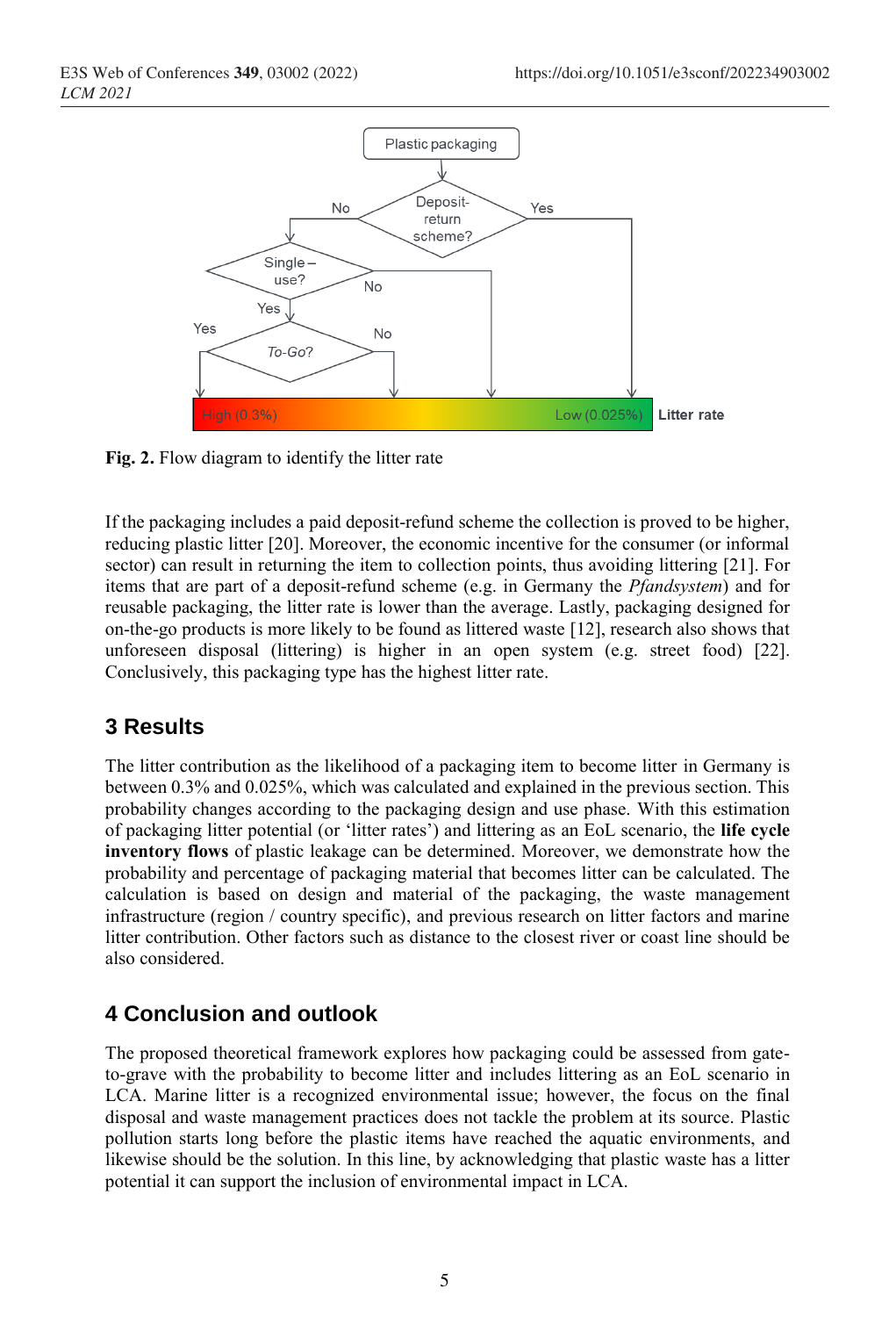Fig. 2. Flow diagram to identify the litter rate

If the packaging includes a paid deposit-refund scheme the collection is proved to be higher, reducing plastic litter [20]. Moreover, the economic incentive for the consumer (or informal sector) can result in returning the item to collection points, thus avoiding littering [21]. For items that are part of a deposit-refund scheme (e.g. in Germany the *Pfandsystem*) and for reusable packaging, the litter rate is lower than the average. Lastly, packaging designed for on-the-go products is more likely to be found as littered waste [12], research also shows that unforeseen disposal (littering) is higher in an open system (e.g. street food) [22]. Conclusively, this packaging type has the highest litter rate.

## 3 Results

The litter contribution as the likelihood of a packaging item to become litter in Germany is between 0.3% and 0.025%, which was calculated and explained in the previous section. This probability changes according to the packaging design and use phase. With this estimation of packaging litter potential (or 'litter rates') and littering as an EoL scenario, the **life cycle inventory flows** of plastic leakage can be determined. Moreover, we demonstrate how the probability and percentage of packaging material that becomes litter can be calculated. The calculation is based on design and material of the packaging, the waste management infrastructure (region / country specific), and previous research on litter factors and marine litter contribution. Other factors such as distance to the closest river or coast line should be also considered.

## 4 Conclusion and outlook

The proposed theoretical framework explores how packaging could be assessed from gate-to-grave with the probability to become litter and includes littering as an EoL scenario in LCA. Marine litter is a recognized environmental issue; however, the focus on the final disposal and waste management practices does not tackle the problem at its source. Plastic pollution starts long before the plastic items have reached the aquatic environments, and likewise should be the solution. In this line, by acknowledging that plastic waste has a litter potential it can support the inclusion of environmental impact in LCA.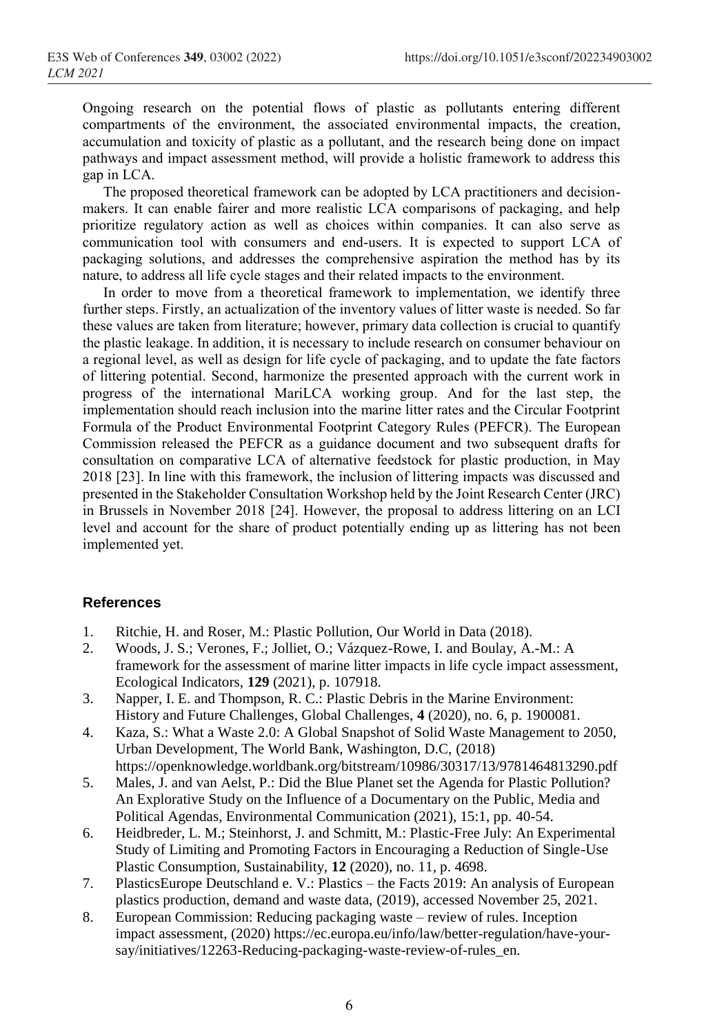Ongoing research on the potential flows of plastic as pollutants entering different compartments of the environment, the associated environmental impacts, the creation, accumulation and toxicity of plastic as a pollutant, and the research being done on impact pathways and impact assessment method, will provide a holistic framework to address this gap in LCA.

The proposed theoretical framework can be adopted by LCA practitioners and decision-makers. It can enable fairer and more realistic LCA comparisons of packaging, and help prioritize regulatory action as well as choices within companies. It can also serve as communication tool with consumers and end-users. It is expected to support LCA of packaging solutions, and addresses the comprehensive aspiration the method has by its nature, to address all life cycle stages and their related impacts to the environment.

In order to move from a theoretical framework to implementation, we identify three further steps. Firstly, an actualization of the inventory values of litter waste is needed. So far these values are taken from literature; however, primary data collection is crucial to quantify the plastic leakage. In addition, it is necessary to include research on consumer behaviour on a regional level, as well as design for life cycle of packaging, and to update the fate factors of littering potential. Second, harmonize the presented approach with the current work in progress of the international MariLCA working group. And for the last step, the implementation should reach inclusion into the marine litter rates and the Circular Footprint Formula of the Product Environmental Footprint Category Rules (PEFCR). The European Commission released the PEFCR as a guidance document and two subsequent drafts for consultation on comparative LCA of alternative feedstock for plastic production, in May 2018 [23]. In line with this framework, the inclusion of littering impacts was discussed and presented in the Stakeholder Consultation Workshop held by the Joint Research Center (JRC) in Brussels in November 2018 [24]. However, the proposal to address littering on an LCI level and account for the share of product potentially ending up as littering has not been implemented yet.

## References

1. Ritchie, H. and Roser, M.: Plastic Pollution, Our World in Data (2018).
2. Woods, J. S.; Verones, F.; Jolliet, O.; Vázquez-Rowe, I. and Boulay, A.-M.: A framework for the assessment of marine litter impacts in life cycle impact assessment, Ecological Indicators, **129** (2021), p. 107918.
3. Napper, I. E. and Thompson, R. C.: Plastic Debris in the Marine Environment: History and Future Challenges, Global Challenges, **4** (2020), no. 6, p. 1900081.
4. Kaza, S.: What a Waste 2.0: A Global Snapshot of Solid Waste Management to 2050, Urban Development, The World Bank, Washington, D.C, (2018) https://openknowledge.worldbank.org/bitstream/10986/30317/13/9781464813290.pdf
5. Males, J. and van Aelst, P.: Did the Blue Planet set the Agenda for Plastic Pollution? An Explorative Study on the Influence of a Documentary on the Public, Media and Political Agendas, Environmental Communication (2021), 15:1, pp. 40-54.
6. Heidbreder, L. M.; Steinhorst, J. and Schmitt, M.: Plastic-Free July: An Experimental Study of Limiting and Promoting Factors in Encouraging a Reduction of Single-Use Plastic Consumption, Sustainability, **12** (2020), no. 11, p. 4698.
7. PlasticsEurope Deutschland e. V.: Plastics – the Facts 2019: An analysis of European plastics production, demand and waste data, (2019), accessed November 25, 2021.
8. European Commission: Reducing packaging waste – review of rules. Inception impact assessment, (2020) https://ec.europa.eu/info/law/better-regulation/have-your-say/initiatives/12263-Reducing-packaging-waste-review-of-rules_en.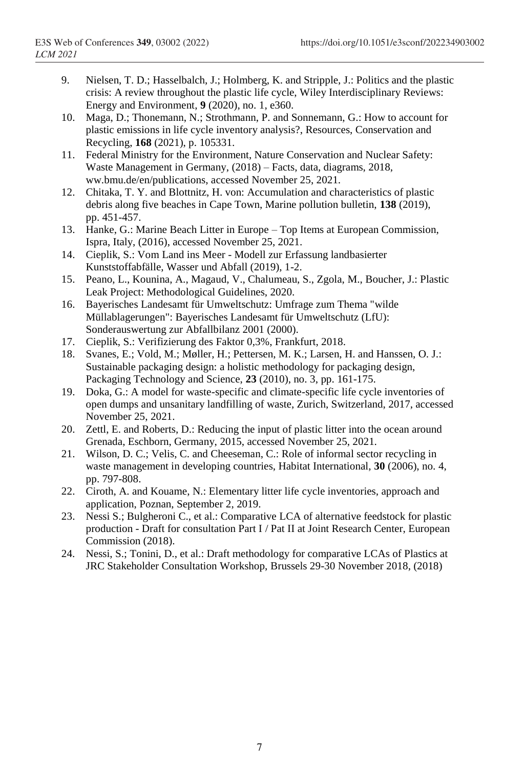9. Nielsen, T. D.; Hasselbalch, J.; Holmberg, K. and Stripple, J.: Politics and the plastic crisis: A review throughout the plastic life cycle, Wiley Interdisciplinary Reviews: Energy and Environment, **9** (2020), no. 1, e360.
10. Maga, D.; Thonemann, N.; Strothmann, P. and Sonnemann, G.: How to account for plastic emissions in life cycle inventory analysis?, Resources, Conservation and Recycling, **168** (2021), p. 105331.
11. Federal Ministry for the Environment, Nature Conservation and Nuclear Safety: Waste Management in Germany, (2018) – Facts, data, diagrams, 2018, ww.bmu.de/en/publications, accessed November 25, 2021.
12. Chitaka, T. Y. and Blottnitz, H. von: Accumulation and characteristics of plastic debris along five beaches in Cape Town, Marine pollution bulletin, **138** (2019), pp. 451-457.
13. Hanke, G.: Marine Beach Litter in Europe – Top Items at European Commission, Ispra, Italy, (2016), accessed November 25, 2021.
14. Cieplik, S.: Vom Land ins Meer - Modell zur Erfassung landbasierter Kunststoffabfälle, Wasser und Abfall (2019), 1-2.
15. Peano, L., Kounina, A., Magaud, V., Chalumeau, S., Zgola, M., Boucher, J.: Plastic Leak Project: Methodological Guidelines, 2020.
16. Bayerisches Landesamt für Umweltschutz: Umfrage zum Thema "wilde Müllablagerungen": Bayerisches Landesamt für Umweltschutz (LfU): Sonderauswertung zur Abfallbilanz 2001 (2000).
17. Cieplik, S.: Verifizierung des Faktor 0,3%, Frankfurt, 2018.
18. Svanes, E.; Vold, M.; Møller, H.; Pettersen, M. K.; Larsen, H. and Hanssen, O. J.: Sustainable packaging design: a holistic methodology for packaging design, Packaging Technology and Science, **23** (2010), no. 3, pp. 161-175.
19. Doka, G.: A model for waste-specific and climate-specific life cycle inventories of open dumps and unsanitary landfilling of waste, Zurich, Switzerland, 2017, accessed November 25, 2021.
20. Zettl, E. and Roberts, D.: Reducing the input of plastic litter into the ocean around Grenada, Eschborn, Germany, 2015, accessed November 25, 2021.
21. Wilson, D. C.; Velis, C. and Cheeseman, C.: Role of informal sector recycling in waste management in developing countries, Habitat International, **30** (2006), no. 4, pp. 797-808.
22. Ciroth, A. and Kouame, N.: Elementary litter life cycle inventories, approach and application, Poznan, September 2, 2019.
23. Nessi S.; Bulgheroni C., et al.: Comparative LCA of alternative feedstock for plastic production - Draft for consultation Part I / Pat II at Joint Research Center, European Commission (2018).
24. Nessi, S.; Tonini, D., et al.: Draft methodology for comparative LCAs of Plastics at JRC Stakeholder Consultation Workshop, Brussels 29-30 November 2018, (2018)